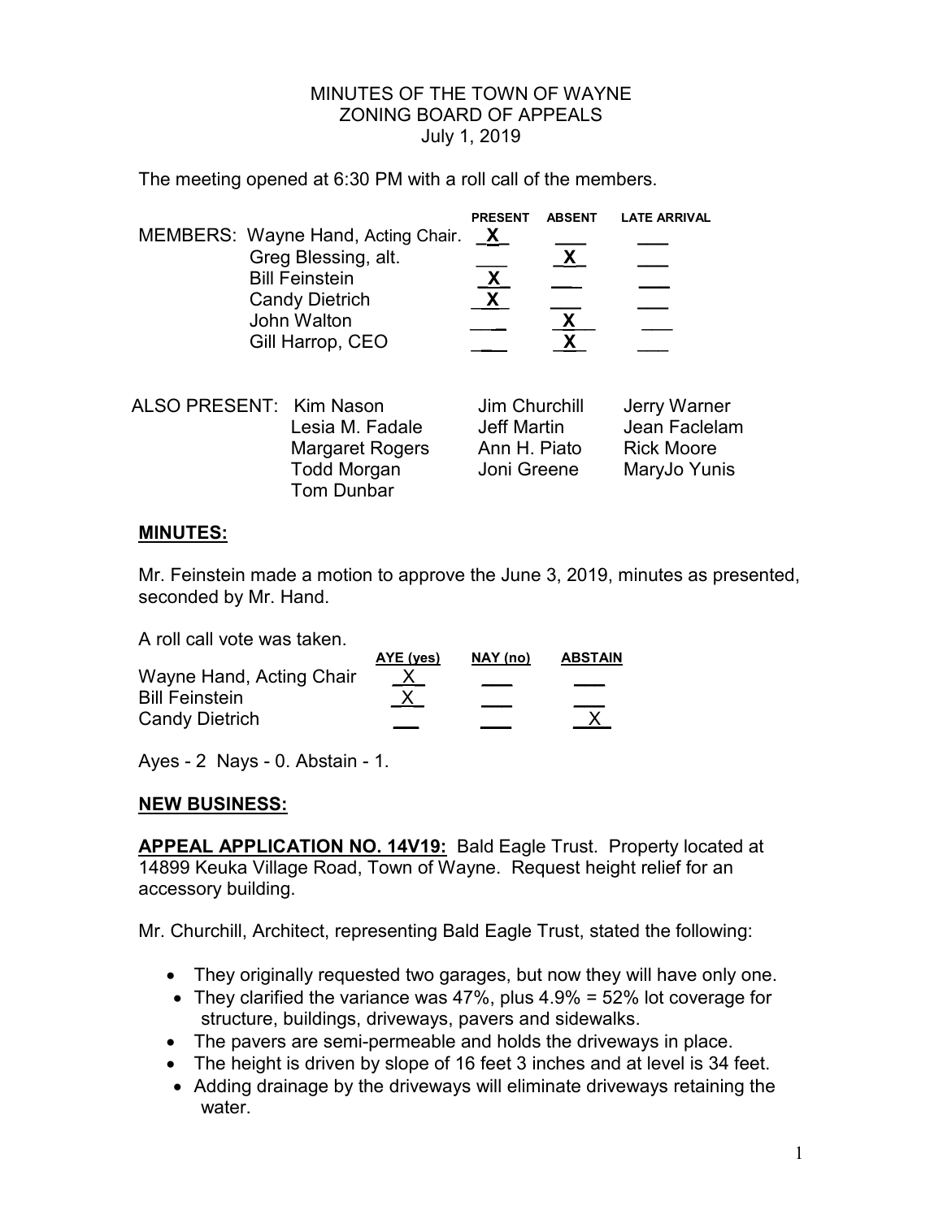MINUTES OF THE TOWN OF WAYNE
ZONING BOARD OF APPEALS
July 1, 2019

The meeting opened at 6:30 PM with a roll call of the members.

| MEMBERS: | PRESENT | ABSENT | LATE ARRIVAL |
|---|---|---|---|
| Wayne Hand, Acting Chair. | X | | |
| Greg Blessing, alt. | | X | |
| Bill Feinstein | X | | |
| Candy Dietrich | X | | |
| John Walton | | X | |
| Gill Harrop, CEO | | X | |

| ALSO PRESENT: | | |
|---|---|---|
| Kim Nason | Jim Churchill | Jerry Warner |
| Lesia M. Fadale | Jeff Martin | Jean Faclelam |
| Margaret Rogers | Ann H. Piato | Rick Moore |
| Todd Morgan | Joni Greene | MaryJo Yunis |
| Tom Dunbar | | |

**MINUTES:**

Mr. Feinstein made a motion to approve the June 3, 2019, minutes as presented, seconded by Mr. Hand.

A roll call vote was taken.

| | AYE (yes) | NAY (no) | ABSTAIN |
|---|---|---|---|
| Wayne Hand, Acting Chair | X | | |
| Bill Feinstein | X | | |
| Candy Dietrich | | | X |

Ayes - 2 Nays - 0. Abstain - 1.

**NEW BUSINESS:**

**APPEAL APPLICATION NO. 14V19:** Bald Eagle Trust. Property located at 14899 Keuka Village Road, Town of Wayne. Request height relief for an accessory building.

Mr. Churchill, Architect, representing Bald Eagle Trust, stated the following:

- They originally requested two garages, but now they will have only one.
- They clarified the variance was 47%, plus 4.9% = 52% lot coverage for structure, buildings, driveways, pavers and sidewalks.
- The pavers are semi-permeable and holds the driveways in place.
- The height is driven by slope of 16 feet 3 inches and at level is 34 feet.
- Adding drainage by the driveways will eliminate driveways retaining the water.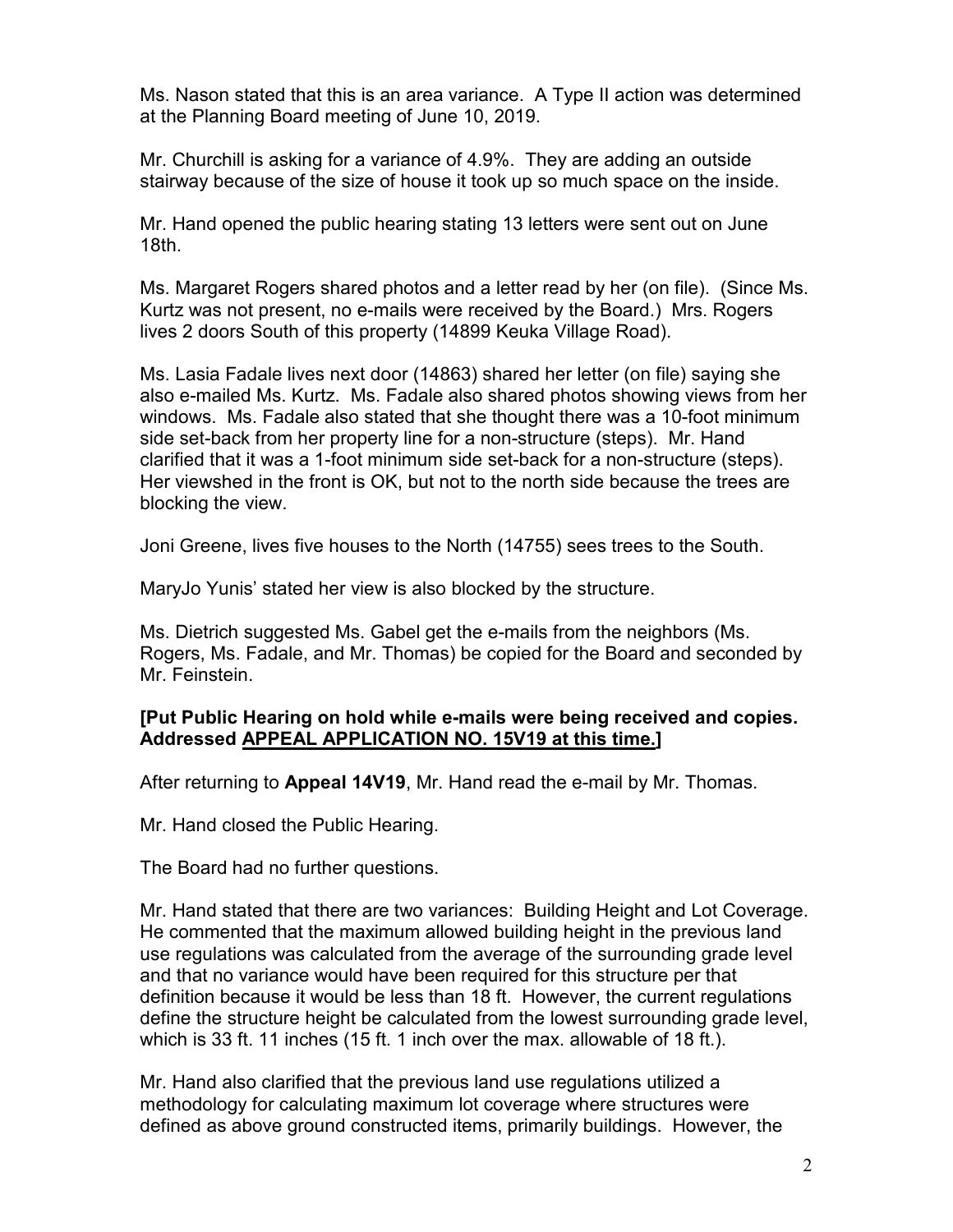Ms. Nason stated that this is an area variance. A Type II action was determined at the Planning Board meeting of June 10, 2019.

Mr. Churchill is asking for a variance of 4.9%. They are adding an outside stairway because of the size of house it took up so much space on the inside.

Mr. Hand opened the public hearing stating 13 letters were sent out on June 18th.

Ms. Margaret Rogers shared photos and a letter read by her (on file). (Since Ms. Kurtz was not present, no e-mails were received by the Board.) Mrs. Rogers lives 2 doors South of this property (14899 Keuka Village Road).

Ms. Lasia Fadale lives next door (14863) shared her letter (on file) saying she also e-mailed Ms. Kurtz. Ms. Fadale also shared photos showing views from her windows. Ms. Fadale also stated that she thought there was a 10-foot minimum side set-back from her property line for a non-structure (steps). Mr. Hand clarified that it was a 1-foot minimum side set-back for a non-structure (steps). Her viewshed in the front is OK, but not to the north side because the trees are blocking the view.

Joni Greene, lives five houses to the North (14755) sees trees to the South.

MaryJo Yunis' stated her view is also blocked by the structure.

Ms. Dietrich suggested Ms. Gabel get the e-mails from the neighbors (Ms. Rogers, Ms. Fadale, and Mr. Thomas) be copied for the Board and seconded by Mr. Feinstein.

**[Put Public Hearing on hold while e-mails were being received and copies. Addressed APPEAL APPLICATION NO. 15V19 at this time.]**

After returning to **Appeal 14V19**, Mr. Hand read the e-mail by Mr. Thomas.

Mr. Hand closed the Public Hearing.

The Board had no further questions.

Mr. Hand stated that there are two variances: Building Height and Lot Coverage. He commented that the maximum allowed building height in the previous land use regulations was calculated from the average of the surrounding grade level and that no variance would have been required for this structure per that definition because it would be less than 18 ft. However, the current regulations define the structure height be calculated from the lowest surrounding grade level, which is 33 ft. 11 inches (15 ft. 1 inch over the max. allowable of 18 ft.).

Mr. Hand also clarified that the previous land use regulations utilized a methodology for calculating maximum lot coverage where structures were defined as above ground constructed items, primarily buildings. However, the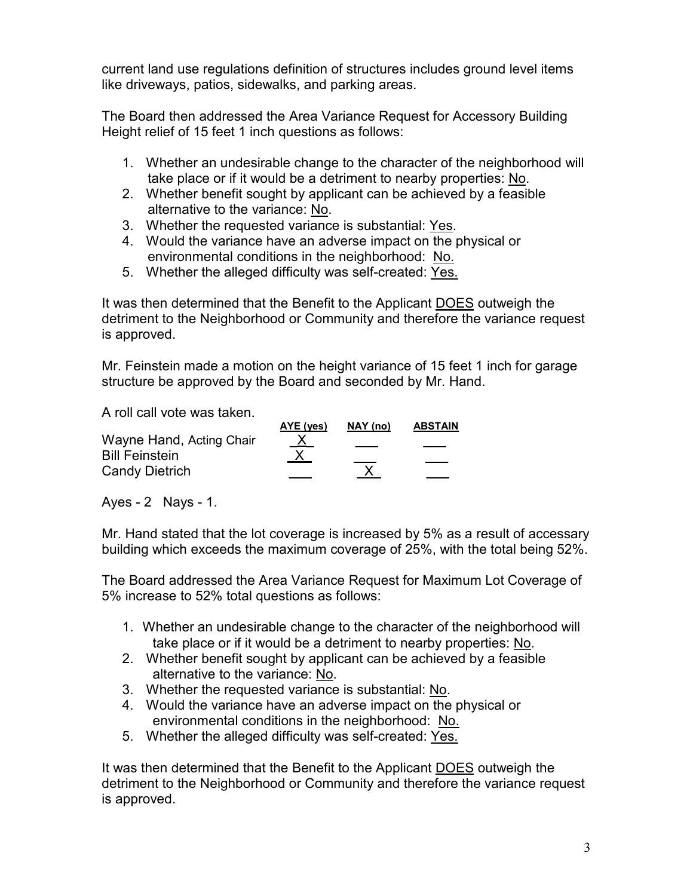current land use regulations definition of structures includes ground level items like driveways, patios, sidewalks, and parking areas.

The Board then addressed the Area Variance Request for Accessory Building Height relief of 15 feet 1 inch questions as follows:

1. Whether an undesirable change to the character of the neighborhood will take place or if it would be a detriment to nearby properties: No.
2. Whether benefit sought by applicant can be achieved by a feasible alternative to the variance: No.
3. Whether the requested variance is substantial: Yes.
4. Would the variance have an adverse impact on the physical or environmental conditions in the neighborhood: No.
5. Whether the alleged difficulty was self-created: Yes.

It was then determined that the Benefit to the Applicant DOES outweigh the detriment to the Neighborhood or Community and therefore the variance request is approved.

Mr. Feinstein made a motion on the height variance of 15 feet 1 inch for garage structure be approved by the Board and seconded by Mr. Hand.

A roll call vote was taken.

| | AYE (yes) | NAY (no) | ABSTAIN |
|---|---|---|---|
| Wayne Hand, Acting Chair | X | | |
| Bill Feinstein | X | | |
| Candy Dietrich | | X | |

Ayes - 2 Nays - 1.

Mr. Hand stated that the lot coverage is increased by 5% as a result of accessary building which exceeds the maximum coverage of 25%, with the total being 52%.

The Board addressed the Area Variance Request for Maximum Lot Coverage of 5% increase to 52% total questions as follows:

1. Whether an undesirable change to the character of the neighborhood will take place or if it would be a detriment to nearby properties: No.
2. Whether benefit sought by applicant can be achieved by a feasible alternative to the variance: No.
3. Whether the requested variance is substantial: No.
4. Would the variance have an adverse impact on the physical or environmental conditions in the neighborhood: No.
5. Whether the alleged difficulty was self-created: Yes.

It was then determined that the Benefit to the Applicant DOES outweigh the detriment to the Neighborhood or Community and therefore the variance request is approved.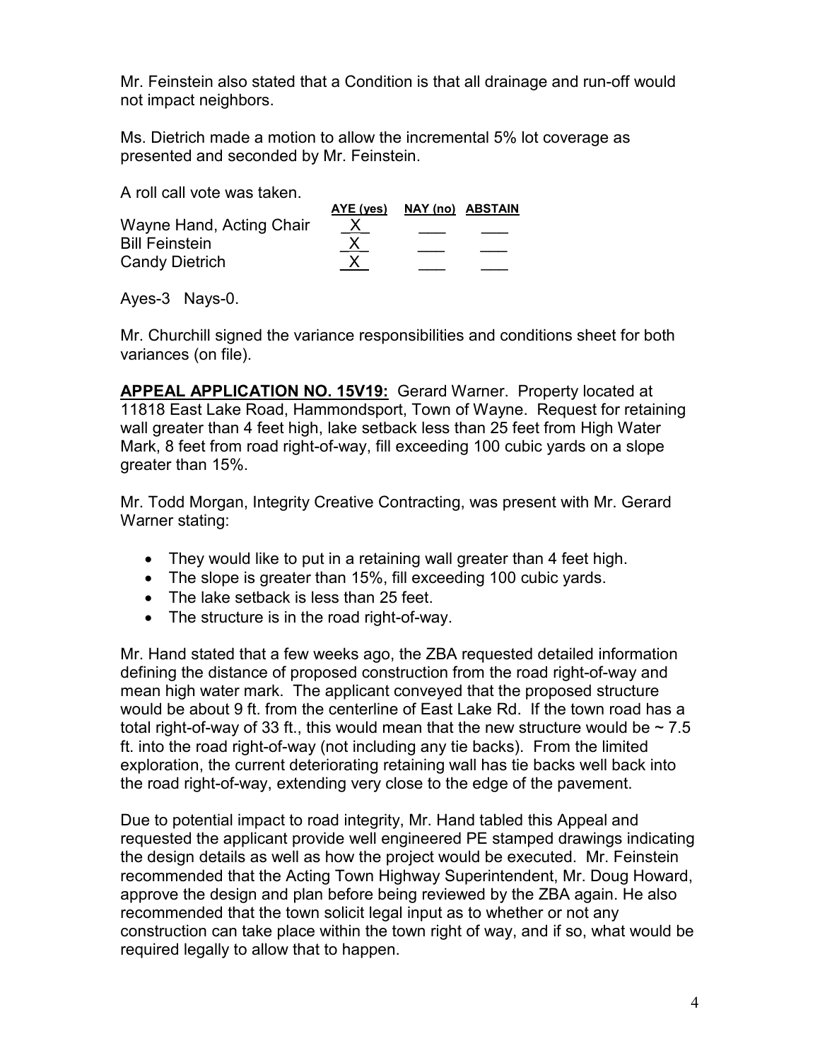Mr. Feinstein also stated that a Condition is that all drainage and run-off would not impact neighbors.

Ms. Dietrich made a motion to allow the incremental 5% lot coverage as presented and seconded by Mr. Feinstein.

A roll call vote was taken.

| | AYE (yes) | NAY (no) | ABSTAIN |
|---|---|---|---|
| Wayne Hand, Acting Chair | X | | |
| Bill Feinstein | X | | |
| Candy Dietrich | X | | |

Ayes-3 Nays-0.

Mr. Churchill signed the variance responsibilities and conditions sheet for both variances (on file).

**APPEAL APPLICATION NO. 15V19:** Gerard Warner. Property located at 11818 East Lake Road, Hammondsport, Town of Wayne. Request for retaining wall greater than 4 feet high, lake setback less than 25 feet from High Water Mark, 8 feet from road right-of-way, fill exceeding 100 cubic yards on a slope greater than 15%.

Mr. Todd Morgan, Integrity Creative Contracting, was present with Mr. Gerard Warner stating:

- They would like to put in a retaining wall greater than 4 feet high.
- The slope is greater than 15%, fill exceeding 100 cubic yards.
- The lake setback is less than 25 feet.
- The structure is in the road right-of-way.

Mr. Hand stated that a few weeks ago, the ZBA requested detailed information defining the distance of proposed construction from the road right-of-way and mean high water mark. The applicant conveyed that the proposed structure would be about 9 ft. from the centerline of East Lake Rd. If the town road has a total right-of-way of 33 ft., this would mean that the new structure would be ~ 7.5 ft. into the road right-of-way (not including any tie backs). From the limited exploration, the current deteriorating retaining wall has tie backs well back into the road right-of-way, extending very close to the edge of the pavement.

Due to potential impact to road integrity, Mr. Hand tabled this Appeal and requested the applicant provide well engineered PE stamped drawings indicating the design details as well as how the project would be executed. Mr. Feinstein recommended that the Acting Town Highway Superintendent, Mr. Doug Howard, approve the design and plan before being reviewed by the ZBA again. He also recommended that the town solicit legal input as to whether or not any construction can take place within the town right of way, and if so, what would be required legally to allow that to happen.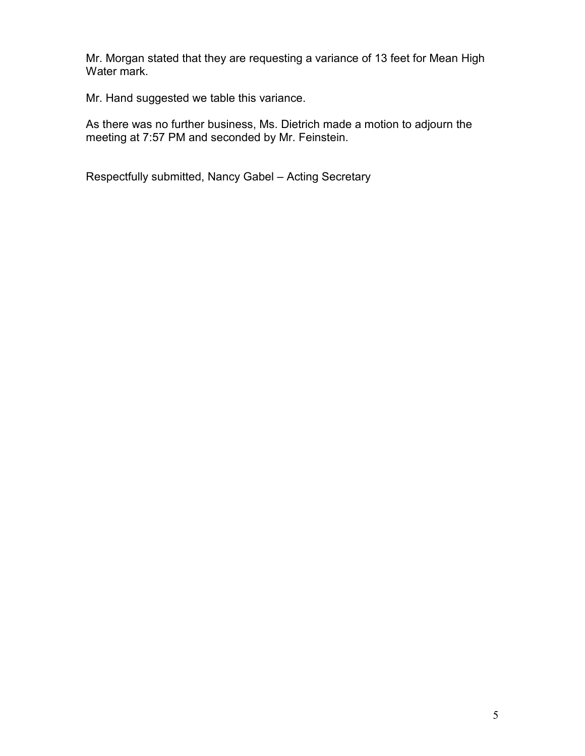Mr. Morgan stated that they are requesting a variance of 13 feet for Mean High Water mark.

Mr. Hand suggested we table this variance.

As there was no further business, Ms. Dietrich made a motion to adjourn the meeting at 7:57 PM and seconded by Mr. Feinstein.

Respectfully submitted, Nancy Gabel – Acting Secretary